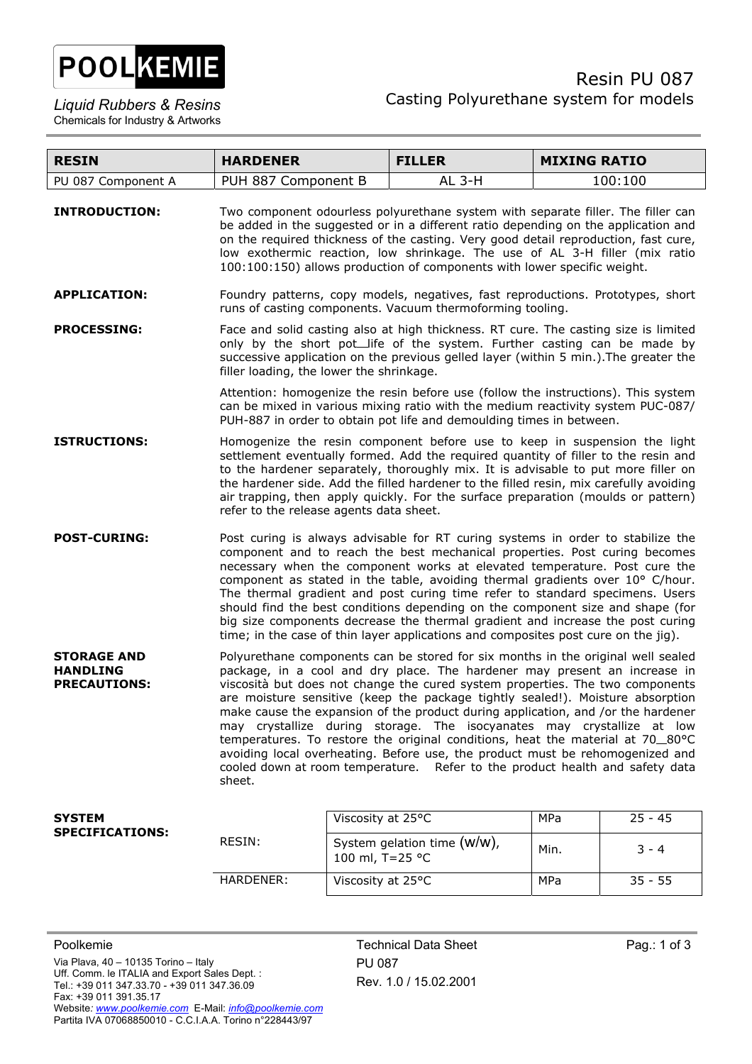**POOLKEMIE**

*Liquid Rubbers & Resins*
Chemicals for Industry & Artworks

# Resin PU 087

## Casting Polyurethane system for models

| RESIN | HARDENER | FILLER | MIXING RATIO |
|---|---|---|---|
| PU 087 Component A | PUH 887 Component B | AL 3-H | 100:100 |

**INTRODUCTION:** Two component odourless polyurethane system with separate filler. The filler can be added in the suggested or in a different ratio depending on the application and on the required thickness of the casting. Very good detail reproduction, fast cure, low exothermic reaction, low shrinkage. The use of AL 3-H filler (mix ratio 100:100:150) allows production of components with lower specific weight.

**APPLICATION:** Foundry patterns, copy models, negatives, fast reproductions. Prototypes, short runs of casting components. Vacuum thermoforming tooling.

**PROCESSING:** Face and solid casting also at high thickness. RT cure. The casting size is limited only by the short pot_life of the system. Further casting can be made by successive application on the previous gelled layer (within 5 min.).The greater the filler loading, the lower the shrinkage.

Attention: homogenize the resin before use (follow the instructions). This system can be mixed in various mixing ratio with the medium reactivity system PUC-087/ PUH-887 in order to obtain pot life and demoulding times in between.

**ISTRUCTIONS:** Homogenize the resin component before use to keep in suspension the light settlement eventually formed. Add the required quantity of filler to the resin and to the hardener separately, thoroughly mix. It is advisable to put more filler on the hardener side. Add the filled hardener to the filled resin, mix carefully avoiding air trapping, then apply quickly. For the surface preparation (moulds or pattern) refer to the release agents data sheet.

**POST-CURING:** Post curing is always advisable for RT curing systems in order to stabilize the component and to reach the best mechanical properties. Post curing becomes necessary when the component works at elevated temperature. Post cure the component as stated in the table, avoiding thermal gradients over 10° C/hour. The thermal gradient and post curing time refer to standard specimens. Users should find the best conditions depending on the component size and shape (for big size components decrease the thermal gradient and increase the post curing time; in the case of thin layer applications and composites post cure on the jig).

**STORAGE AND HANDLING PRECAUTIONS:** Polyurethane components can be stored for six months in the original well sealed package, in a cool and dry place. The hardener may present an increase in viscosità but does not change the cured system properties. The two components are moisture sensitive (keep the package tightly sealed!). Moisture absorption make cause the expansion of the product during application, and /or the hardener may crystallize during storage. The isocyanates may crystallize at low temperatures. To restore the original conditions, heat the material at 70_80°C avoiding local overheating. Before use, the product must be rehomogenized and cooled down at room temperature. Refer to the product health and safety data sheet.

**SYSTEM SPECIFICATIONS:**

| | | | |
|---|---|---|---|
| RESIN: | Viscosity at 25°C | MPa | 25 - 45 |
| | System gelation time (w/w), 100 ml, T=25 °C | Min. | 3 - 4 |
| HARDENER: | Viscosity at 25°C | MPa | 35 - 55 |

Poolkemie
Via Plava, 40 – 10135 Torino – Italy
Uff. Comm. le ITALIA and Export Sales Dept. :
Tel.: +39 011 347.33.70 - +39 011 347.36.09
Fax: +39 011 391.35.17
Website: www.poolkemie.com E-Mail: info@poolkemie.com
Partita IVA 07068850010 - C.C.I.A.A. Torino n°228443/97

Technical Data Sheet
PU 087
Rev. 1.0 / 15.02.2001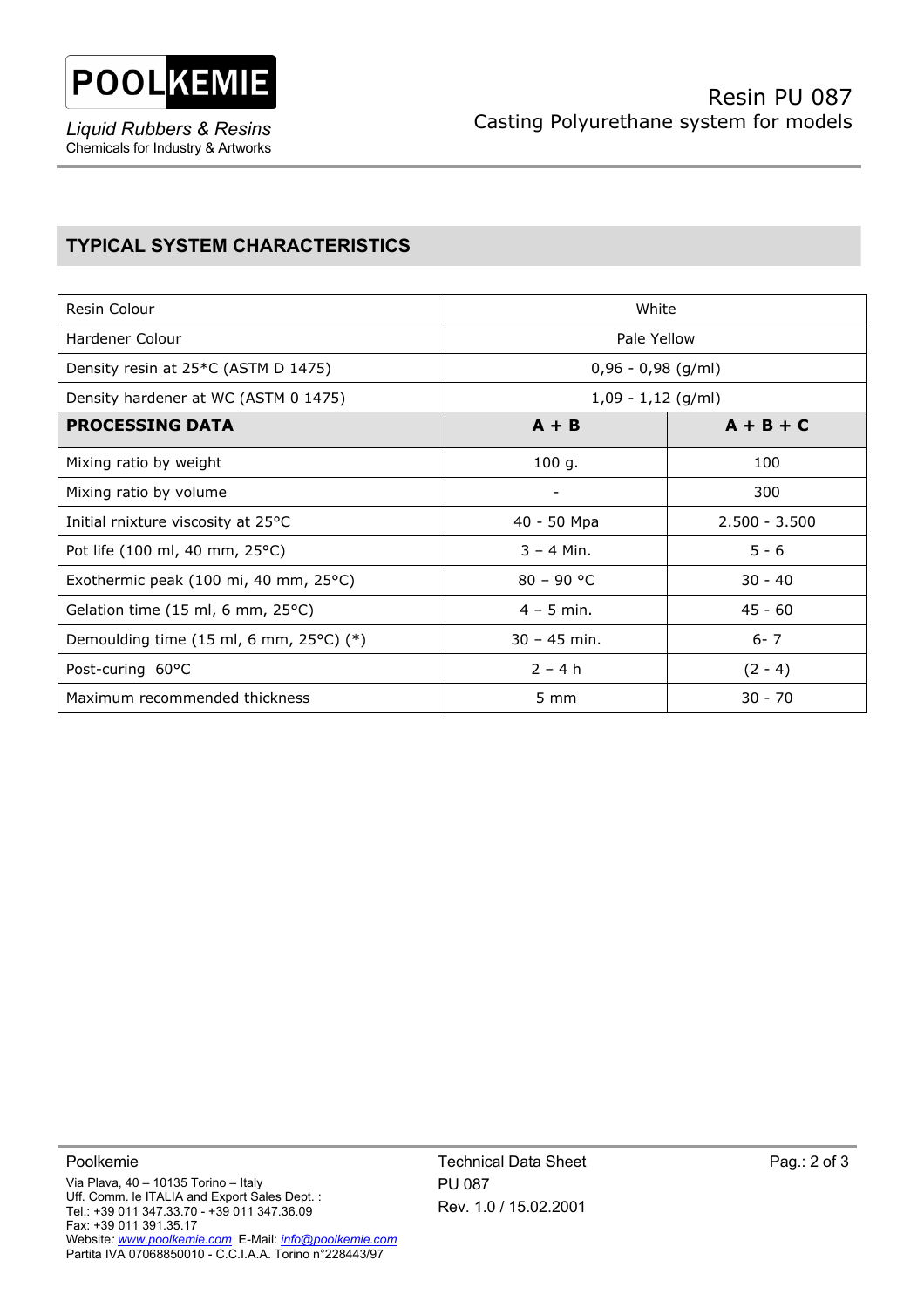## TYPICAL SYSTEM CHARACTERISTICS

| Resin Colour | White | |
|---|---|---|
| Hardener Colour | Pale Yellow | |
| Density resin at 25*C (ASTM D 1475) | 0,96 - 0,98 (g/ml) | |
| Density hardener at WC (ASTM 0 1475) | 1,09 - 1,12 (g/ml) | |
| **PROCESSING DATA** | **A + B** | **A + B + C** |
| Mixing ratio by weight | 100 g. | 100 |
| Mixing ratio by volume | - | 300 |
| Initial rnixture viscosity at 25°C | 40 - 50 Mpa | 2.500 - 3.500 |
| Pot life (100 ml, 40 mm, 25°C) | 3 – 4 Min. | 5 - 6 |
| Exothermic peak (100 mi, 40 mm, 25°C) | 80 – 90 °C | 30 - 40 |
| Gelation time (15 ml, 6 mm, 25°C) | 4 – 5 min. | 45 - 60 |
| Demoulding time (15 ml, 6 mm, 25°C) (*) | 30 – 45 min. | 6- 7 |
| Post-curing 60°C | 2 – 4 h | (2 - 4) |
| Maximum recommended thickness | 5 mm | 30 - 70 |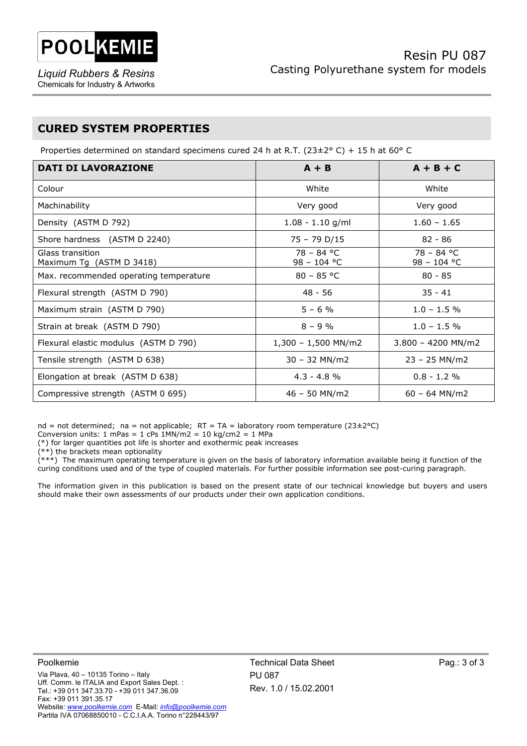## CURED SYSTEM PROPERTIES

Properties determined on standard specimens cured 24 h at R.T. (23±2° C) + 15 h at 60° C

| DATI DI LAVORAZIONE | A + B | A + B + C |
|---|---|---|
| Colour | White | White |
| Machinability | Very good | Very good |
| Density (ASTM D 792) | 1.08 - 1.10 g/ml | 1.60 – 1.65 |
| Shore hardness (ASTM D 2240) | 75 – 79 D/15 | 82 - 86 |
| Glass transition<br>Maximum Tg (ASTM D 3418) | 78 – 84 °C<br>98 – 104 °C | 78 – 84 °C<br>98 – 104 °C |
| Max. recommended operating temperature | 80 – 85 °C | 80 - 85 |
| Flexural strength (ASTM D 790) | 48 - 56 | 35 - 41 |
| Maximum strain (ASTM D 790) | 5 – 6 % | 1.0 – 1.5 % |
| Strain at break (ASTM D 790) | 8 – 9 % | 1.0 – 1.5 % |
| Flexural elastic modulus (ASTM D 790) | 1,300 – 1,500 MN/m2 | 3.800 – 4200 MN/m2 |
| Tensile strength (ASTM D 638) | 30 – 32 MN/m2 | 23 – 25 MN/m2 |
| Elongation at break (ASTM D 638) | 4.3 - 4.8 % | 0.8 - 1.2 % |
| Compressive strength (ASTM 0 695) | 46 – 50 MN/m2 | 60 – 64 MN/m2 |

nd = not determined; na = not applicable; RT = TA = laboratory room temperature (23±2°C)
Conversion units: 1 mPas = 1 cPs 1MN/m2 = 10 kg/cm2 = 1 MPa
(*) for larger quantities pot life is shorter and exothermic peak increases
(**) the brackets mean optionality
(***) The maximum operating temperature is given on the basis of laboratory information available being it function of the curing conditions used and of the type of coupled materials. For further possible information see post-curing paragraph.

The information given in this publication is based on the present state of our technical knowledge but buyers and users should make their own assessments of our products under their own application conditions.